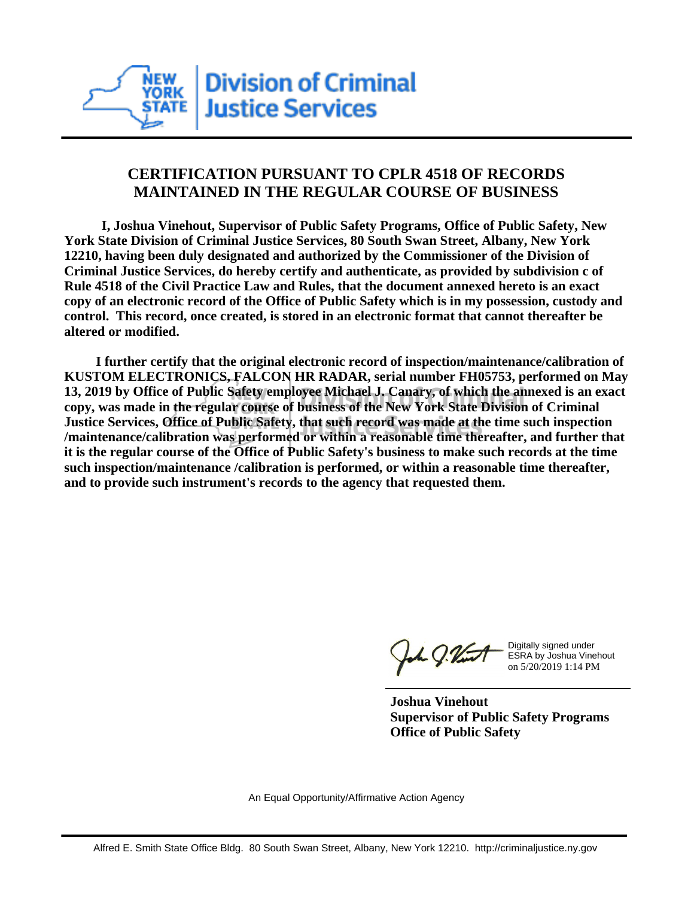New York State Division of Criminal Justice Services

---

## CERTIFICATION PURSUANT TO CPLR 4518 OF RECORDS MAINTAINED IN THE REGULAR COURSE OF BUSINESS

**I, Joshua Vinehout, Supervisor of Public Safety Programs, Office of Public Safety, New York State Division of Criminal Justice Services, 80 South Swan Street, Albany, New York 12210, having been duly designated and authorized by the Commissioner of the Division of Criminal Justice Services, do hereby certify and authenticate, as provided by subdivision c of Rule 4518 of the Civil Practice Law and Rules, that the document annexed hereto is an exact copy of an electronic record of the Office of Public Safety which is in my possession, custody and control. This record, once created, is stored in an electronic format that cannot thereafter be altered or modified.**

**I further certify that the original electronic record of inspection/maintenance/calibration of KUSTOM ELECTRONICS, FALCON HR RADAR, serial number FH05753, performed on May 13, 2019 by Office of Public Safety employee Michael J. Canary, of which the annexed is an exact copy, was made in the regular course of business of the New York State Division of Criminal Justice Services, Office of Public Safety, that such record was made at the time such inspection /maintenance/calibration was performed or within a reasonable time thereafter, and further that it is the regular course of the Office of Public Safety's business to make such records at the time such inspection/maintenance /calibration is performed, or within a reasonable time thereafter, and to provide such instrument's records to the agency that requested them.**

Digitally signed under ESRA by Joshua Vinehout on 5/20/2019 1:14 PM

**Joshua Vinehout**
**Supervisor of Public Safety Programs**
**Office of Public Safety**

An Equal Opportunity/Affirmative Action Agency

Alfred E. Smith State Office Bldg. 80 South Swan Street, Albany, New York 12210. http://criminaljustice.ny.gov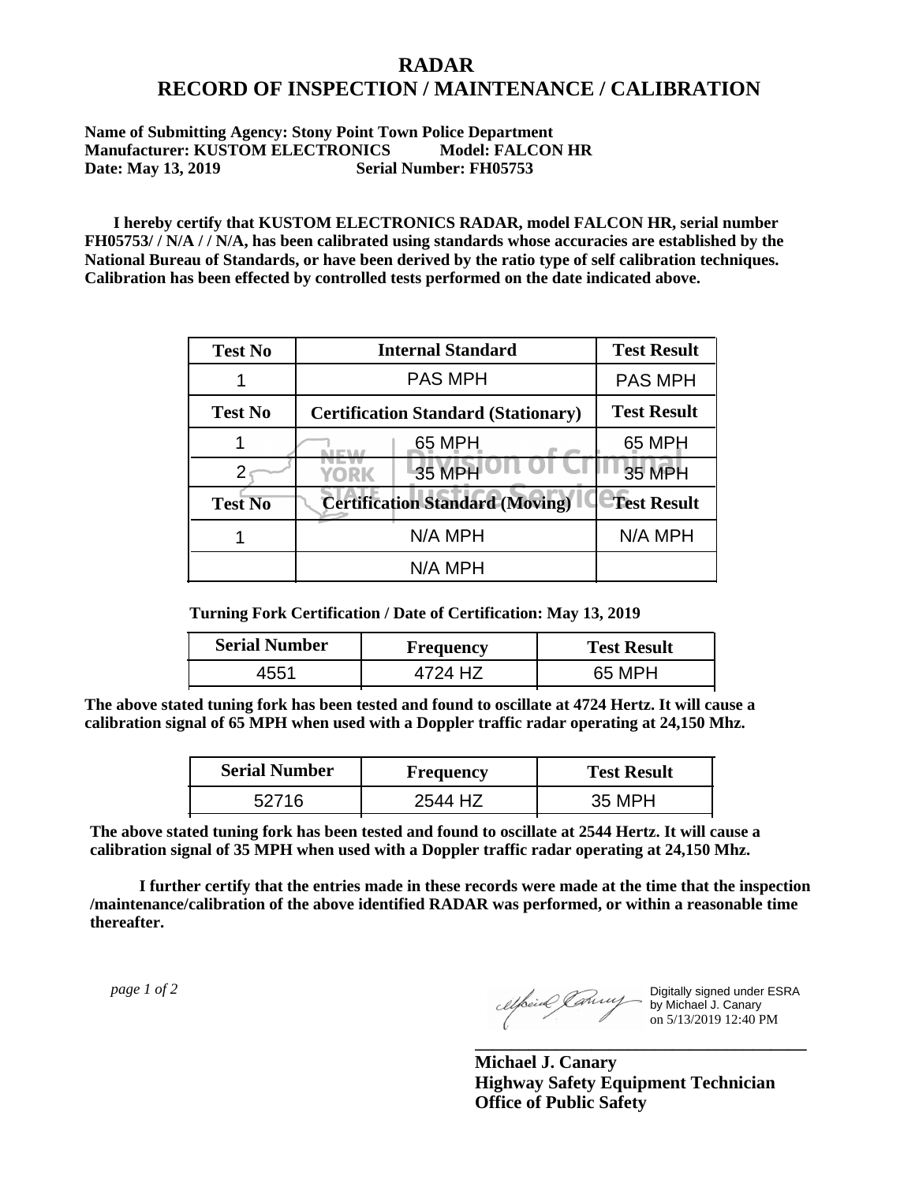# RADAR
# RECORD OF INSPECTION / MAINTENANCE / CALIBRATION

**Name of Submitting Agency: Stony Point Town Police Department**
**Manufacturer: KUSTOM ELECTRONICS Model: FALCON HR**
**Date: May 13, 2019 Serial Number: FH05753**

**I hereby certify that KUSTOM ELECTRONICS RADAR, model FALCON HR, serial number FH05753/ / N/A / / N/A, has been calibrated using standards whose accuracies are established by the National Bureau of Standards, or have been derived by the ratio type of self calibration techniques. Calibration has been effected by controlled tests performed on the date indicated above.**

| Test No | Internal Standard | Test Result |
|---|---|---|
| 1 | PAS MPH | PAS MPH |
| **Test No** | **Certification Standard (Stationary)** | **Test Result** |
| 1 | 65 MPH | 65 MPH |
| 2 | 35 MPH | 35 MPH |
| **Test No** | **Certification Standard (Moving)** | **Test Result** |
| 1 | N/A MPH | N/A MPH |
| | N/A MPH | |

**Turning Fork Certification / Date of Certification: May 13, 2019**

| Serial Number | Frequency | Test Result |
|---|---|---|
| 4551 | 4724 HZ | 65 MPH |

**The above stated tuning fork has been tested and found to oscillate at 4724 Hertz. It will cause a calibration signal of 65 MPH when used with a Doppler traffic radar operating at 24,150 Mhz.**

| Serial Number | Frequency | Test Result |
|---|---|---|
| 52716 | 2544 HZ | 35 MPH |

**The above stated tuning fork has been tested and found to oscillate at 2544 Hertz. It will cause a calibration signal of 35 MPH when used with a Doppler traffic radar operating at 24,150 Mhz.**

**I further certify that the entries made in these records were made at the time that the inspection /maintenance/calibration of the above identified RADAR was performed, or within a reasonable time thereafter.**

Digitally signed under ESRA by Michael J. Canary on 5/13/2019 12:40 PM

**Michael J. Canary**
**Highway Safety Equipment Technician**
**Office of Public Safety**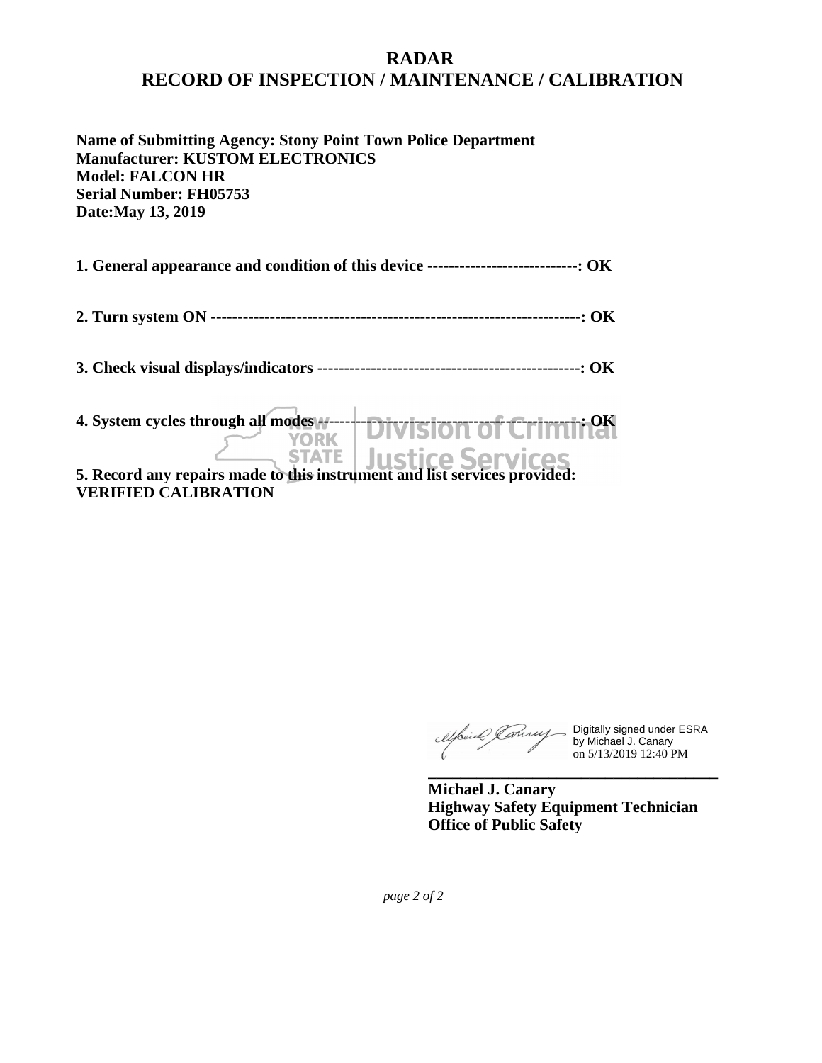# RADAR
# RECORD OF INSPECTION / MAINTENANCE / CALIBRATION

**Name of Submitting Agency: Stony Point Town Police Department**
**Manufacturer: KUSTOM ELECTRONICS**
**Model: FALCON HR**
**Serial Number: FH05753**
**Date:May 13, 2019**

**1. General appearance and condition of this device ----------------------------: OK**

**2. Turn system ON ------------------------------------------------------------------: OK**

**3. Check visual displays/indicators -------------------------------------------------: OK**

**4. System cycles through all modes -------------------------------------------------: OK**

**5. Record any repairs made to this instrument and list services provided:**
**VERIFIED CALIBRATION**

Digitally signed under ESRA by Michael J. Canary on 5/13/2019 12:40 PM

**Michael J. Canary**
**Highway Safety Equipment Technician**
**Office of Public Safety**